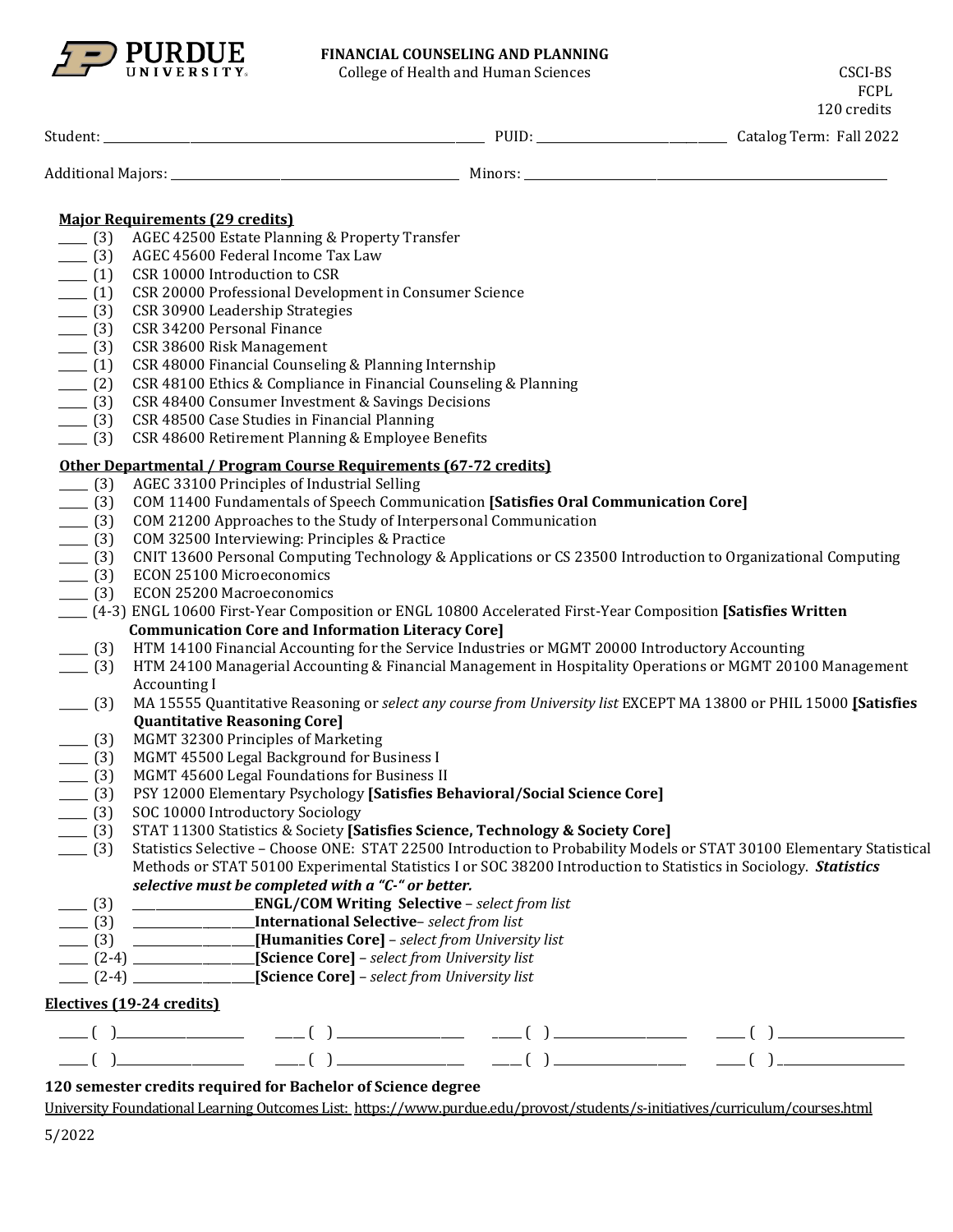**PURDUE UNIVERSITY**

**FINANCIAL COUNSELING AND PLANNING**
College of Health and Human Sciences

CSCI-BS
FCPL
120 credits

Student: ______________________________ PUID: ______________ Catalog Term: Fall 2022

Additional Majors: ______________________ Minors: ______________________

## Major Requirements (29 credits)

- ____ (3) AGEC 42500 Estate Planning & Property Transfer
- ____ (3) AGEC 45600 Federal Income Tax Law
- ____ (1) CSR 10000 Introduction to CSR
- ____ (1) CSR 20000 Professional Development in Consumer Science
- ____ (3) CSR 30900 Leadership Strategies
- ____ (3) CSR 34200 Personal Finance
- ____ (3) CSR 38600 Risk Management
- ____ (1) CSR 48000 Financial Counseling & Planning Internship
- ____ (2) CSR 48100 Ethics & Compliance in Financial Counseling & Planning
- ____ (3) CSR 48400 Consumer Investment & Savings Decisions
- ____ (3) CSR 48500 Case Studies in Financial Planning
- ____ (3) CSR 48600 Retirement Planning & Employee Benefits

## Other Departmental / Program Course Requirements (67-72 credits)

- ____ (3) AGEC 33100 Principles of Industrial Selling
- ____ (3) COM 11400 Fundamentals of Speech Communication **[Satisfies Oral Communication Core]**
- ____ (3) COM 21200 Approaches to the Study of Interpersonal Communication
- ____ (3) COM 32500 Interviewing: Principles & Practice
- ____ (3) CNIT 13600 Personal Computing Technology & Applications or CS 23500 Introduction to Organizational Computing
- ____ (3) ECON 25100 Microeconomics
- ____ (3) ECON 25200 Macroeconomics
- ____ (4-3) ENGL 10600 First-Year Composition or ENGL 10800 Accelerated First-Year Composition **[Satisfies Written Communication Core and Information Literacy Core]**
- ____ (3) HTM 14100 Financial Accounting for the Service Industries or MGMT 20000 Introductory Accounting
- ____ (3) HTM 24100 Managerial Accounting & Financial Management in Hospitality Operations or MGMT 20100 Management Accounting I
- ____ (3) MA 15555 Quantitative Reasoning or *select any course from University list* EXCEPT MA 13800 or PHIL 15000 **[Satisfies Quantitative Reasoning Core]**
- ____ (3) MGMT 32300 Principles of Marketing
- ____ (3) MGMT 45500 Legal Background for Business I
- ____ (3) MGMT 45600 Legal Foundations for Business II
- ____ (3) PSY 12000 Elementary Psychology **[Satisfies Behavioral/Social Science Core]**
- ____ (3) SOC 10000 Introductory Sociology
- ____ (3) STAT 11300 Statistics & Society **[Satisfies Science, Technology & Society Core]**
- ____ (3) Statistics Selective – Choose ONE: STAT 22500 Introduction to Probability Models or STAT 30100 Elementary Statistical Methods or STAT 50100 Experimental Statistics I or SOC 38200 Introduction to Statistics in Sociology. ***Statistics selective must be completed with a "C-" or better.***
- ____ (3) ____________**ENGL/COM Writing Selective** – *select from list*
- ____ (3) ____________**International Selective**– *select from list*
- ____ (3) ____________**[Humanities Core]** – *select from University list*
- ____ (2-4) ____________**[Science Core]** – *select from University list*
- ____ (2-4) ____________**[Science Core]** – *select from University list*

## Electives (19-24 credits)

____ ( )____________ ____ ( )____________ ____ ( )____________ ____ ( )____________

____ ( )____________ ____ ( )____________ ____ ( )____________ ____ ( )____________

**120 semester credits required for Bachelor of Science degree**

University Foundational Learning Outcomes List: https://www.purdue.edu/provost/students/s-initiatives/curriculum/courses.html

5/2022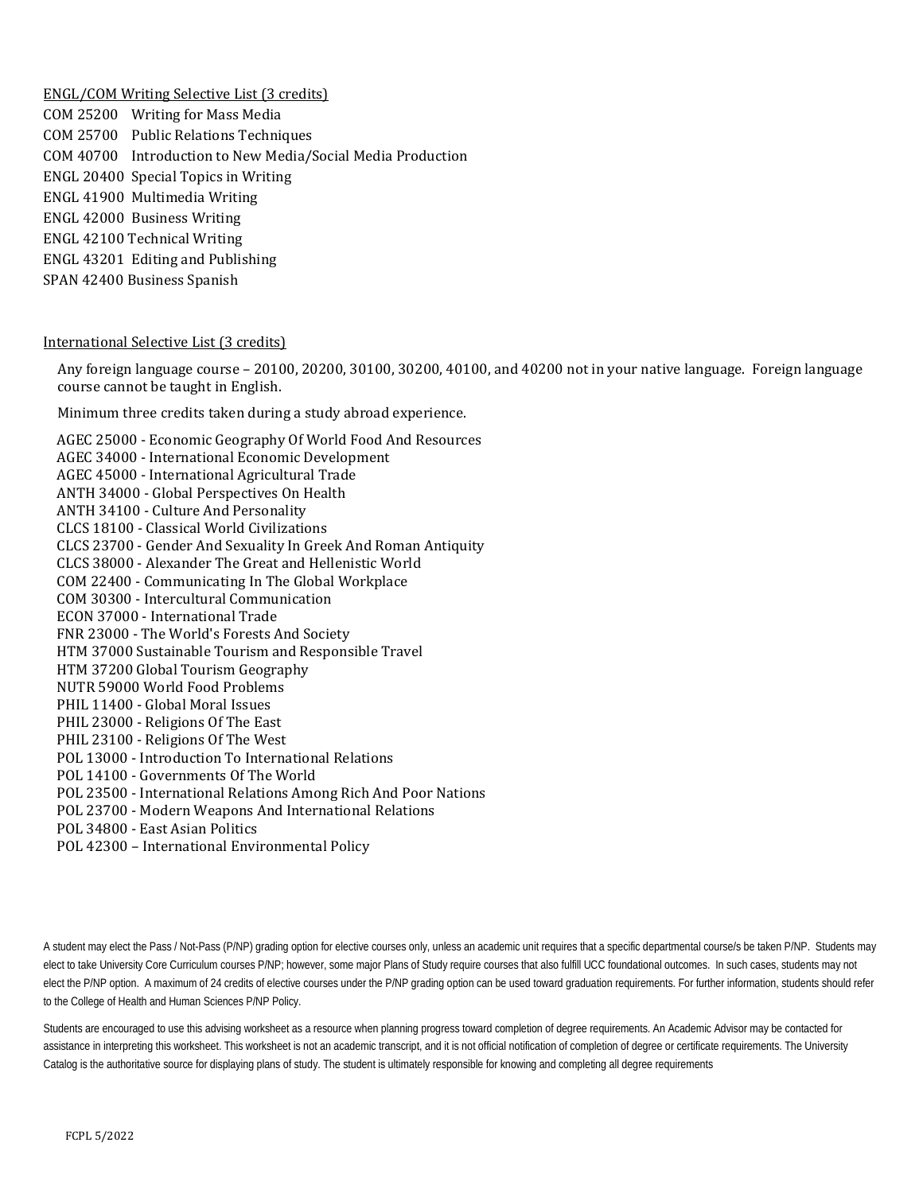ENGL/COM Writing Selective List (3 credits)

COM 25200 Writing for Mass Media
COM 25700 Public Relations Techniques
COM 40700 Introduction to New Media/Social Media Production
ENGL 20400 Special Topics in Writing
ENGL 41900 Multimedia Writing
ENGL 42000 Business Writing
ENGL 42100 Technical Writing
ENGL 43201 Editing and Publishing
SPAN 42400 Business Spanish

International Selective List (3 credits)

Any foreign language course – 20100, 20200, 30100, 30200, 40100, and 40200 not in your native language. Foreign language course cannot be taught in English.

Minimum three credits taken during a study abroad experience.

AGEC 25000 - Economic Geography Of World Food And Resources
AGEC 34000 - International Economic Development
AGEC 45000 - International Agricultural Trade
ANTH 34000 - Global Perspectives On Health
ANTH 34100 - Culture And Personality
CLCS 18100 - Classical World Civilizations
CLCS 23700 - Gender And Sexuality In Greek And Roman Antiquity
CLCS 38000 - Alexander The Great and Hellenistic World
COM 22400 - Communicating In The Global Workplace
COM 30300 - Intercultural Communication
ECON 37000 - International Trade
FNR 23000 - The World's Forests And Society
HTM 37000 Sustainable Tourism and Responsible Travel
HTM 37200 Global Tourism Geography
NUTR 59000 World Food Problems
PHIL 11400 - Global Moral Issues
PHIL 23000 - Religions Of The East
PHIL 23100 - Religions Of The West
POL 13000 - Introduction To International Relations
POL 14100 - Governments Of The World
POL 23500 - International Relations Among Rich And Poor Nations
POL 23700 - Modern Weapons And International Relations
POL 34800 - East Asian Politics
POL 42300 – International Environmental Policy

A student may elect the Pass / Not-Pass (P/NP) grading option for elective courses only, unless an academic unit requires that a specific departmental course/s be taken P/NP. Students may elect to take University Core Curriculum courses P/NP; however, some major Plans of Study require courses that also fulfill UCC foundational outcomes. In such cases, students may not elect the P/NP option. A maximum of 24 credits of elective courses under the P/NP grading option can be used toward graduation requirements. For further information, students should refer to the College of Health and Human Sciences P/NP Policy.

Students are encouraged to use this advising worksheet as a resource when planning progress toward completion of degree requirements. An Academic Advisor may be contacted for assistance in interpreting this worksheet. This worksheet is not an academic transcript, and it is not official notification of completion of degree or certificate requirements. The University Catalog is the authoritative source for displaying plans of study. The student is ultimately responsible for knowing and completing all degree requirements

FCPL 5/2022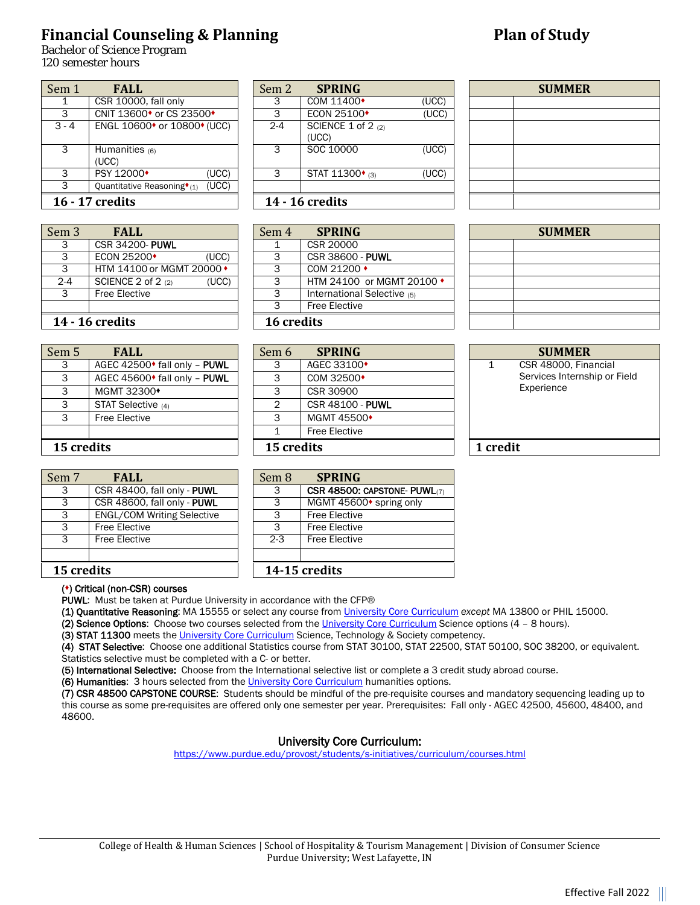# Financial Counseling & Planning

## Plan of Study

Bachelor of Science Program
120 semester hours

| Sem 1 | FALL |
|---|---|
| 1 | CSR 10000, fall only |
| 3 | CNIT 13600♦ or CS 23500♦ |
| 3 - 4 | ENGL 10600♦ or 10800♦ (UCC) |
| 3 | Humanities (6) (UCC) |
| 3 | PSY 12000♦ (UCC) |
| 3 | Quantitative Reasoning♦(1) (UCC) |
| **16 - 17 credits** | |

| Sem 2 | SPRING |
|---|---|
| 3 | COM 11400♦ (UCC) |
| 3 | ECON 25100♦ (UCC) |
| 2-4 | SCIENCE 1 of 2 (2) (UCC) |
| 3 | SOC 10000 (UCC) |
| 3 | STAT 11300♦ (3) (UCC) |
| **14 - 16 credits** | |

| SUMMER | |
|---|---|
| | |

| Sem 3 | FALL |
|---|---|
| 3 | CSR 34200- **PUWL** |
| 3 | ECON 25200♦ (UCC) |
| 3 | HTM 14100 or MGMT 20000♦ |
| 2-4 | SCIENCE 2 of 2 (2) (UCC) |
| 3 | Free Elective |
| **14 - 16 credits** | |

| Sem 4 | SPRING |
|---|---|
| 1 | CSR 20000 |
| 3 | CSR 38600 - **PUWL** |
| 3 | COM 21200♦ |
| 3 | HTM 24100 or MGMT 20100♦ |
| 3 | International Selective (5) |
| 3 | Free Elective |
| **16 credits** | |

| SUMMER | |
|---|---|
| | |

| Sem 5 | FALL |
|---|---|
| 3 | AGEC 42500♦ fall only – **PUWL** |
| 3 | AGEC 45600♦ fall only – **PUWL** |
| 3 | MGMT 32300♦ |
| 3 | STAT Selective (4) |
| 3 | Free Elective |
| **15 credits** | |

| Sem 6 | SPRING |
|---|---|
| 3 | AGEC 33100♦ |
| 3 | COM 32500♦ |
| 3 | CSR 30900 |
| 2 | CSR 48100 - **PUWL** |
| 3 | MGMT 45500♦ |
| 1 | Free Elective |
| **15 credits** | |

| SUMMER | |
|---|---|
| 1 | CSR 48000, Financial Services Internship or Field Experience |
| **1 credit** | |

| Sem 7 | FALL |
|---|---|
| 3 | CSR 48400, fall only - **PUWL** |
| 3 | CSR 48600, fall only - **PUWL** |
| 3 | ENGL/COM Writing Selective |
| 3 | Free Elective |
| 3 | Free Elective |
| **15 credits** | |

| Sem 8 | SPRING |
|---|---|
| 3 | **CSR 48500: CAPSTONE- PUWL**(7) |
| 3 | MGMT 45600♦ spring only |
| 3 | Free Elective |
| 3 | Free Elective |
| 2-3 | Free Elective |
| **14-15 credits** | |

**(♦) Critical (non-CSR) courses**
**PUWL**: Must be taken at Purdue University in accordance with the CFP®
**(1) Quantitative Reasoning**: MA 15555 or select any course from University Core Curriculum *except* MA 13800 or PHIL 15000.
**(2) Science Options**: Choose two courses selected from the University Core Curriculum Science options (4 – 8 hours).
**(3) STAT 11300** meets the University Core Curriculum Science, Technology & Society competency.
**(4) STAT Selective**: Choose one additional Statistics course from STAT 30100, STAT 22500, STAT 50100, SOC 38200, or equivalent. Statistics selective must be completed with a C- or better.
**(5) International Selective:** Choose from the International selective list or complete a 3 credit study abroad course.
**(6) Humanities**: 3 hours selected from the University Core Curriculum humanities options.
**(7) CSR 48500 CAPSTONE COURSE**: Students should be mindful of the pre-requisite courses and mandatory sequencing leading up to this course as some pre-requisites are offered only one semester per year. Prerequisites: Fall only - AGEC 42500, 45600, 48400, and 48600.

**University Core Curriculum:**
https://www.purdue.edu/provost/students/s-initiatives/curriculum/courses.html

College of Health & Human Sciences | School of Hospitality & Tourism Management | Division of Consumer Science
Purdue University; West Lafayette, IN

Effective Fall 2022